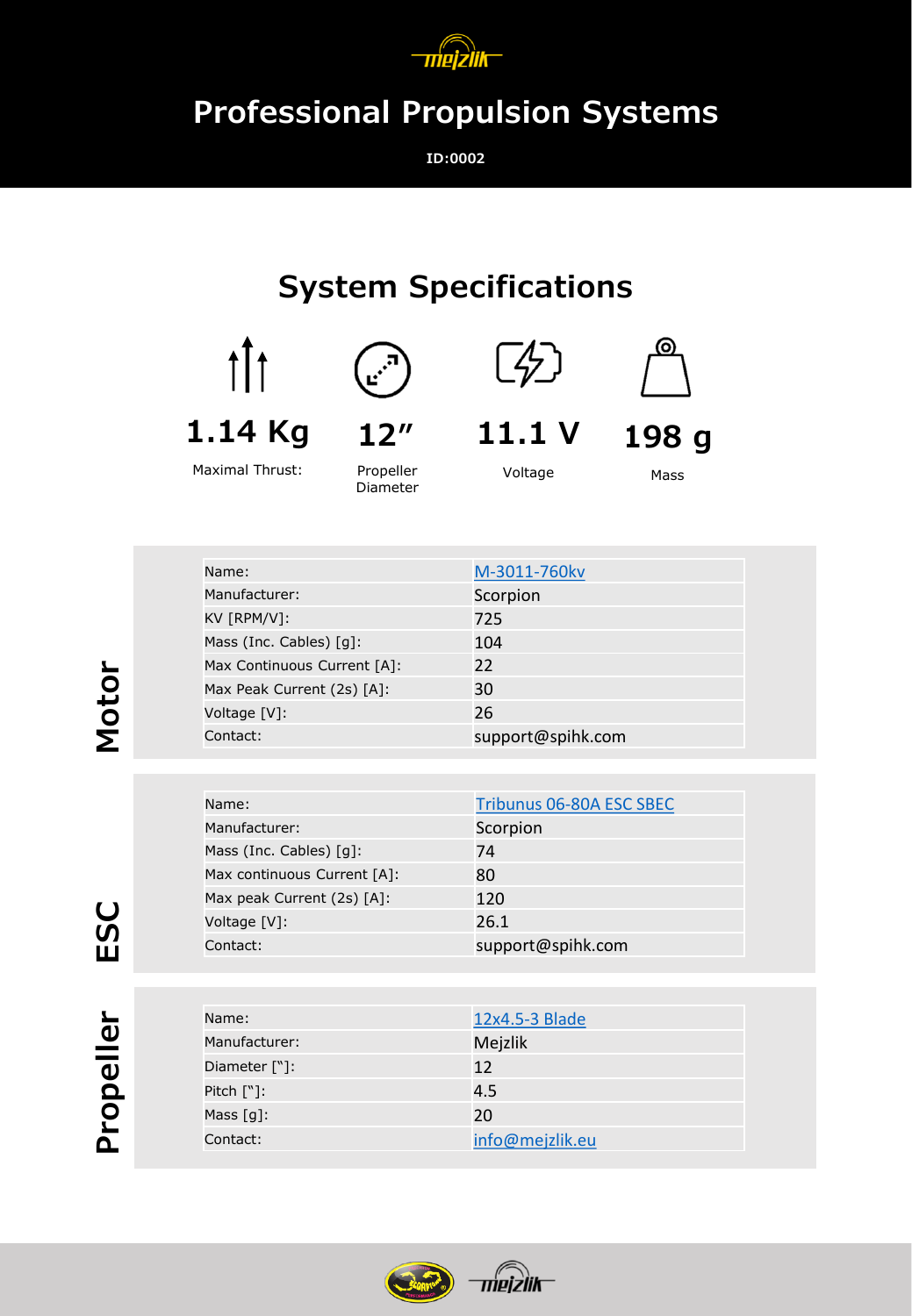# Professional Propulsion Systems

**ID:0002**

## System Specifications

**1.14 Kg**
Maximal Thrust:

**12″**
Propeller Diameter

**11.1 V**
Voltage

**198 g**
Mass

### Motor

| | |
|---|---|
| Name: | M-3011-760kv |
| Manufacturer: | Scorpion |
| KV [RPM/V]: | 725 |
| Mass (Inc. Cables) [g]: | 104 |
| Max Continuous Current [A]: | 22 |
| Max Peak Current (2s) [A]: | 30 |
| Voltage [V]: | 26 |
| Contact: | support@spihk.com |

### ESC

| | |
|---|---|
| Name: | Tribunus 06-80A ESC SBEC |
| Manufacturer: | Scorpion |
| Mass (Inc. Cables) [g]: | 74 |
| Max continuous Current [A]: | 80 |
| Max peak Current (2s) [A]: | 120 |
| Voltage [V]: | 26.1 |
| Contact: | support@spihk.com |

### Propeller

| | |
|---|---|
| Name: | 12x4.5-3 Blade |
| Manufacturer: | Mejzlik |
| Diameter ["]: | 12 |
| Pitch ["]: | 4.5 |
| Mass [g]: | 20 |
| Contact: | info@mejzlik.eu |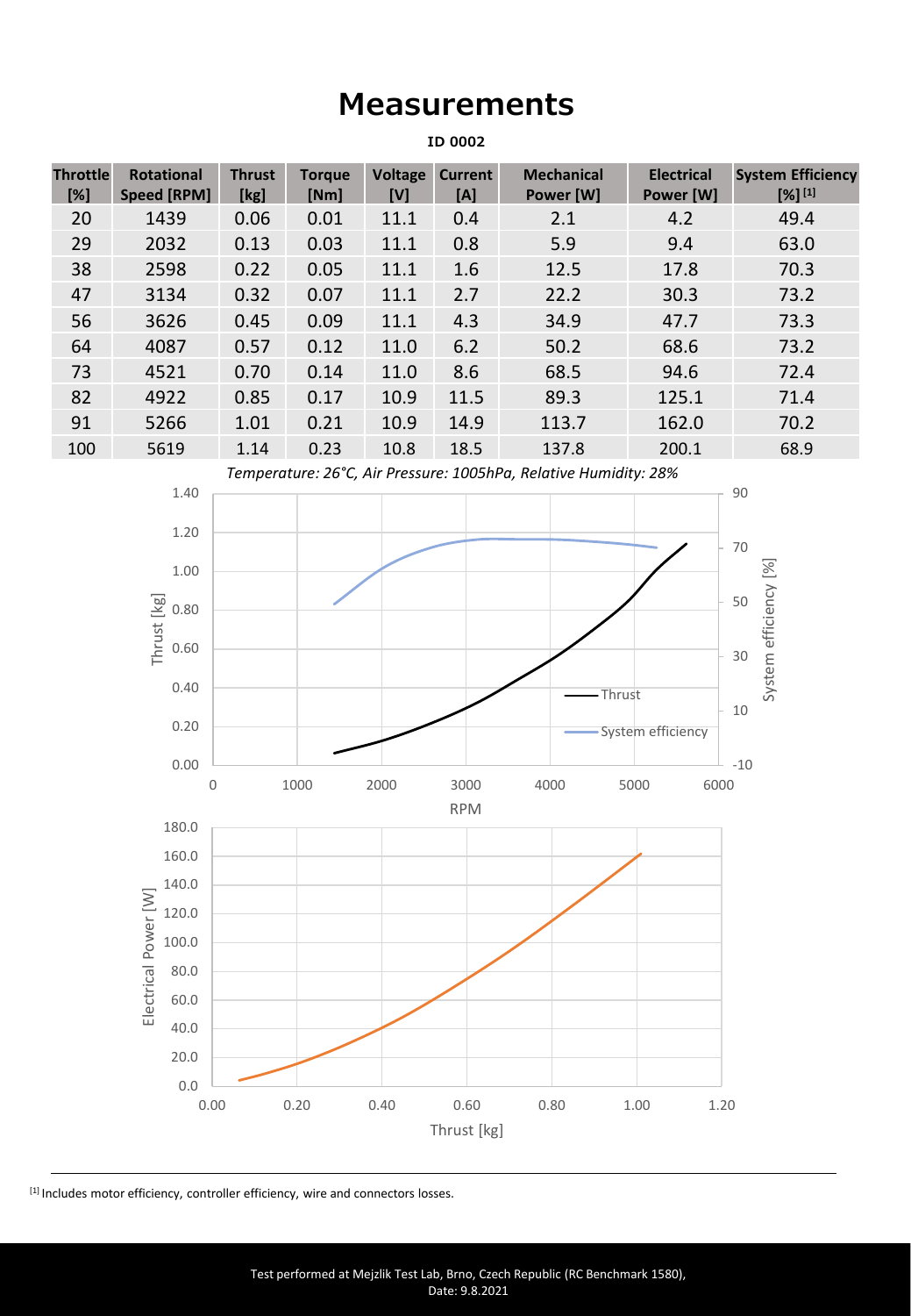# Measurements

**ID 0002**

| Throttle [%] | Rotational Speed [RPM] | Thrust [kg] | Torque [Nm] | Voltage [V] | Current [A] | Mechanical Power [W] | Electrical Power [W] | System Efficiency [%] [1] |
|---|---|---|---|---|---|---|---|---|
| 20 | 1439 | 0.06 | 0.01 | 11.1 | 0.4 | 2.1 | 4.2 | 49.4 |
| 29 | 2032 | 0.13 | 0.03 | 11.1 | 0.8 | 5.9 | 9.4 | 63.0 |
| 38 | 2598 | 0.22 | 0.05 | 11.1 | 1.6 | 12.5 | 17.8 | 70.3 |
| 47 | 3134 | 0.32 | 0.07 | 11.1 | 2.7 | 22.2 | 30.3 | 73.2 |
| 56 | 3626 | 0.45 | 0.09 | 11.1 | 4.3 | 34.9 | 47.7 | 73.3 |
| 64 | 4087 | 0.57 | 0.12 | 11.0 | 6.2 | 50.2 | 68.6 | 73.2 |
| 73 | 4521 | 0.70 | 0.14 | 11.0 | 8.6 | 68.5 | 94.6 | 72.4 |
| 82 | 4922 | 0.85 | 0.17 | 10.9 | 11.5 | 89.3 | 125.1 | 71.4 |
| 91 | 5266 | 1.01 | 0.21 | 10.9 | 14.9 | 113.7 | 162.0 | 70.2 |
| 100 | 5619 | 1.14 | 0.23 | 10.8 | 18.5 | 137.8 | 200.1 | 68.9 |

*Temperature: 26°C, Air Pressure: 1005hPa, Relative Humidity: 28%*

Thrust [kg]
1.40
1.20
1.00
0.80
0.60
0.40
0.20
0.00
0
1000
2000
3000
4000
5000
6000
RPM
System efficiency [%]
90
70
50
30
10
-10
Thrust
System efficiency

Electrical Power [W]
180.0
160.0
140.0
120.0
100.0
80.0
60.0
40.0
20.0
0.0
0.00
0.20
0.40
0.60
0.80
1.00
1.20
Thrust [kg]

[1] Includes motor efficiency, controller efficiency, wire and connectors losses.

Test performed at Mejzlik Test Lab, Brno, Czech Republic (RC Benchmark 1580), Date: 9.8.2021